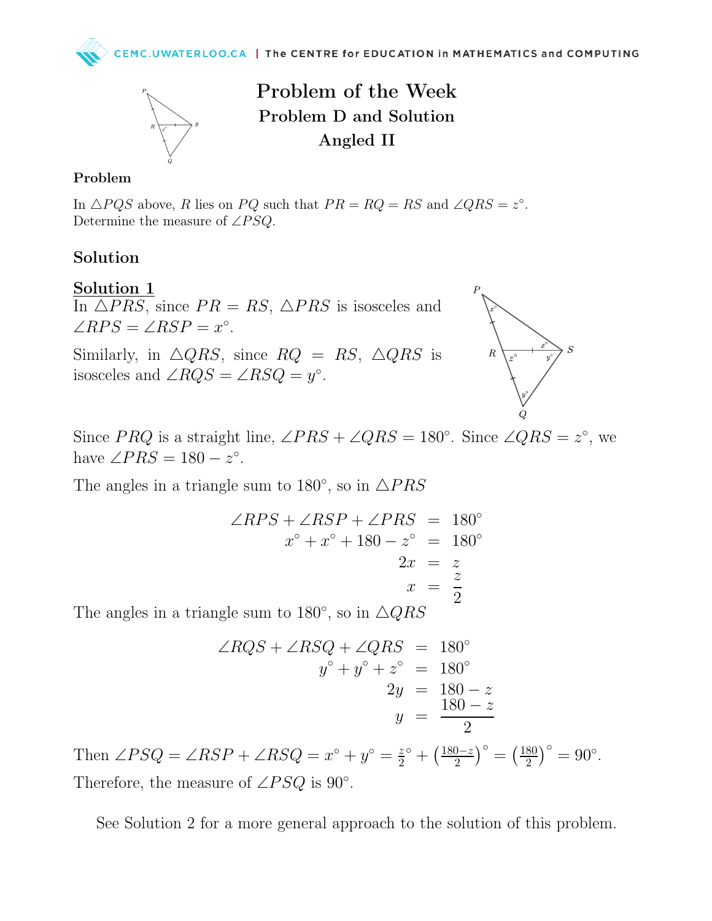# Problem of the Week

## Problem D and Solution

## Angled II

### Problem

In $\triangle PQS$ above, $R$ lies on $PQ$ such that $PR = RQ = RS$ and $\angle QRS = z^\circ$. Determine the measure of $\angle PSQ$.

### Solution

**Solution 1**

In $\triangle PRS$, since $PR = RS$, $\triangle PRS$ is isosceles and $\angle RPS = \angle RSP = x^\circ$.

Similarly, in $\triangle QRS$, since $RQ = RS$, $\triangle QRS$ is isosceles and $\angle RQS = \angle RSQ = y^\circ$.

Since $PRQ$ is a straight line, $\angle PRS + \angle QRS = 180^\circ$. Since $\angle QRS = z^\circ$, we have $\angle PRS = 180 - z^\circ$.

The angles in a triangle sum to $180^\circ$, so in $\triangle PRS$

$$\begin{aligned}
\angle RPS + \angle RSP + \angle PRS &= 180^\circ \\
x^\circ + x^\circ + 180 - z^\circ &= 180^\circ \\
2x &= z \\
x &= \frac{z}{2}
\end{aligned}$$

The angles in a triangle sum to $180^\circ$, so in $\triangle QRS$

$$\begin{aligned}
\angle RQS + \angle RSQ + \angle QRS &= 180^\circ \\
y^\circ + y^\circ + z^\circ &= 180^\circ \\
2y &= 180 - z \\
y &= \frac{180 - z}{2}
\end{aligned}$$

Then $\angle PSQ = \angle RSP + \angle RSQ = x^\circ + y^\circ = \frac{z}{2}^\circ + \left(\frac{180-z}{2}\right)^\circ = \left(\frac{180}{2}\right)^\circ = 90^\circ$.

Therefore, the measure of $\angle PSQ$ is $90^\circ$.

See Solution 2 for a more general approach to the solution of this problem.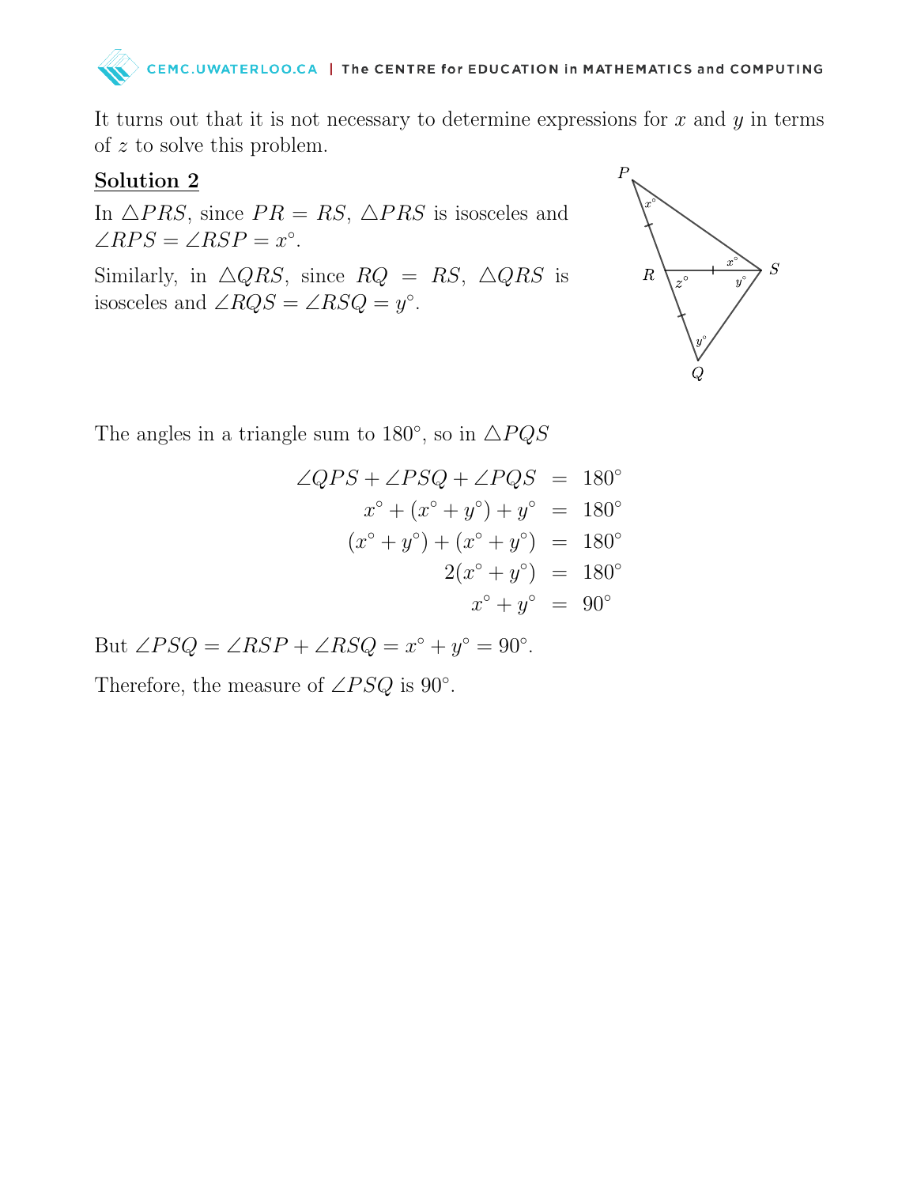It turns out that it is not necessary to determine expressions for $x$ and $y$ in terms of $z$ to solve this problem.

**Solution 2**

In $\triangle PRS$, since $PR = RS$, $\triangle PRS$ is isosceles and $\angle RPS = \angle RSP = x^\circ$.

Similarly, in $\triangle QRS$, since $RQ = RS$, $\triangle QRS$ is isosceles and $\angle RQS = \angle RSQ = y^\circ$.

P
$x^\circ$
$x^\circ$
R
$z^\circ$
$y^\circ$
S
$y^\circ$
Q

The angles in a triangle sum to $180^\circ$, so in $\triangle PQS$

$$\begin{aligned}
\angle QPS + \angle PSQ + \angle PQS &= 180^\circ \\
x^\circ + (x^\circ + y^\circ) + y^\circ &= 180^\circ \\
(x^\circ + y^\circ) + (x^\circ + y^\circ) &= 180^\circ \\
2(x^\circ + y^\circ) &= 180^\circ \\
x^\circ + y^\circ &= 90^\circ
\end{aligned}$$

But $\angle PSQ = \angle RSP + \angle RSQ = x^\circ + y^\circ = 90^\circ$.

Therefore, the measure of $\angle PSQ$ is $90^\circ$.